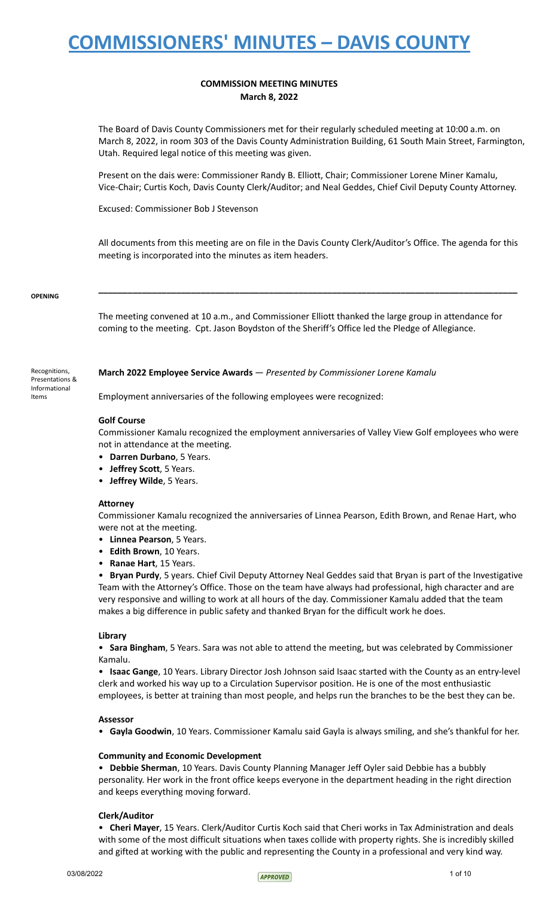# COMMISSIONERS' MINUTES – DAVIS COUNTY

**COMMISSION MEETING MINUTES**
**March 8, 2022**

The Board of Davis County Commissioners met for their regularly scheduled meeting at 10:00 a.m. on March 8, 2022, in room 303 of the Davis County Administration Building, 61 South Main Street, Farmington, Utah. Required legal notice of this meeting was given.

Present on the dais were: Commissioner Randy B. Elliott, Chair; Commissioner Lorene Miner Kamalu, Vice-Chair; Curtis Koch, Davis County Clerk/Auditor; and Neal Geddes, Chief Civil Deputy County Attorney.

Excused: Commissioner Bob J Stevenson

All documents from this meeting are on file in the Davis County Clerk/Auditor's Office. The agenda for this meeting is incorporated into the minutes as item headers.

---

**OPENING**

The meeting convened at 10 a.m., and Commissioner Elliott thanked the large group in attendance for coming to the meeting. Cpt. Jason Boydston of the Sheriff's Office led the Pledge of Allegiance.

Recognitions, Presentations & Informational Items

**March 2022 Employee Service Awards** — *Presented by Commissioner Lorene Kamalu*

Employment anniversaries of the following employees were recognized:

**Golf Course**

Commissioner Kamalu recognized the employment anniversaries of Valley View Golf employees who were not in attendance at the meeting.

- **Darren Durbano**, 5 Years.
- **Jeffrey Scott**, 5 Years.
- **Jeffrey Wilde**, 5 Years.

**Attorney**

Commissioner Kamalu recognized the anniversaries of Linnea Pearson, Edith Brown, and Renae Hart, who were not at the meeting.

- **Linnea Pearson**, 5 Years.
- **Edith Brown**, 10 Years.
- **Ranae Hart**, 15 Years.
- **Bryan Purdy**, 5 Years. Chief Civil Deputy Attorney Neal Geddes said that Bryan is part of the Investigative Team with the Attorney's Office. Those on the team have always had professional, high character and are very responsive and willing to work at all hours of the day. Commissioner Kamalu added that the team makes a big difference in public safety and thanked Bryan for the difficult work he does.

**Library**

- **Sara Bingham**, 5 Years. Sara was not able to attend the meeting, but was celebrated by Commissioner Kamalu.
- **Isaac Gange**, 10 Years. Library Director Josh Johnson said Isaac started with the County as an entry-level clerk and worked his way up to a Circulation Supervisor position. He is one of the most enthusiastic employees, is better at training than most people, and helps run the branches to be the best they can be.

**Assessor**

- **Gayla Goodwin**, 10 Years. Commissioner Kamalu said Gayla is always smiling, and she's thankful for her.

**Community and Economic Development**

- **Debbie Sherman**, 10 Years. Davis County Planning Manager Jeff Oyler said Debbie has a bubbly personality. Her work in the front office keeps everyone in the department heading in the right direction and keeps everything moving forward.

**Clerk/Auditor**

- **Cheri Mayer**, 15 Years. Clerk/Auditor Curtis Koch said that Cheri works in Tax Administration and deals with some of the most difficult situations when taxes collide with property rights. She is incredibly skilled and gifted at working with the public and representing the County in a professional and very kind way.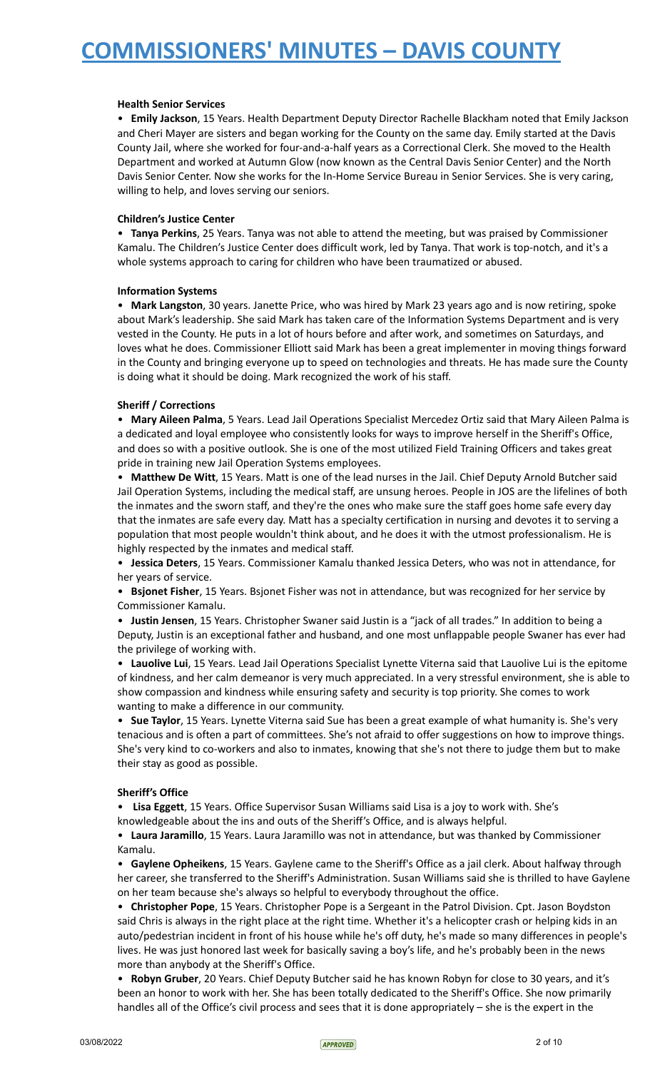### Health Senior Services

• **Emily Jackson**, 15 Years. Health Department Deputy Director Rachelle Blackham noted that Emily Jackson and Cheri Mayer are sisters and began working for the County on the same day. Emily started at the Davis County Jail, where she worked for four-and-a-half years as a Correctional Clerk. She moved to the Health Department and worked at Autumn Glow (now known as the Central Davis Senior Center) and the North Davis Senior Center. Now she works for the In-Home Service Bureau in Senior Services. She is very caring, willing to help, and loves serving our seniors.

### Children's Justice Center

• **Tanya Perkins**, 25 Years. Tanya was not able to attend the meeting, but was praised by Commissioner Kamalu. The Children's Justice Center does difficult work, led by Tanya. That work is top-notch, and it's a whole systems approach to caring for children who have been traumatized or abused.

### Information Systems

• **Mark Langston**, 30 years. Janette Price, who was hired by Mark 23 years ago and is now retiring, spoke about Mark's leadership. She said Mark has taken care of the Information Systems Department and is very vested in the County. He puts in a lot of hours before and after work, and sometimes on Saturdays, and loves what he does. Commissioner Elliott said Mark has been a great implementer in moving things forward in the County and bringing everyone up to speed on technologies and threats. He has made sure the County is doing what it should be doing. Mark recognized the work of his staff.

### Sheriff / Corrections

• **Mary Aileen Palma**, 5 Years. Lead Jail Operations Specialist Mercedez Ortiz said that Mary Aileen Palma is a dedicated and loyal employee who consistently looks for ways to improve herself in the Sheriff's Office, and does so with a positive outlook. She is one of the most utilized Field Training Officers and takes great pride in training new Jail Operation Systems employees.

• **Matthew De Witt**, 15 Years. Matt is one of the lead nurses in the Jail. Chief Deputy Arnold Butcher said Jail Operation Systems, including the medical staff, are unsung heroes. People in JOS are the lifelines of both the inmates and the sworn staff, and they're the ones who make sure the staff goes home safe every day that the inmates are safe every day. Matt has a specialty certification in nursing and devotes it to serving a population that most people wouldn't think about, and he does it with the utmost professionalism. He is highly respected by the inmates and medical staff.

• **Jessica Deters**, 15 Years. Commissioner Kamalu thanked Jessica Deters, who was not in attendance, for her years of service.

• **Bsjonet Fisher**, 15 Years. Bsjonet Fisher was not in attendance, but was recognized for her service by Commissioner Kamalu.

• **Justin Jensen**, 15 Years. Christopher Swaner said Justin is a "jack of all trades." In addition to being a Deputy, Justin is an exceptional father and husband, and one most unflappable people Swaner has ever had the privilege of working with.

• **Lauolive Lui**, 15 Years. Lead Jail Operations Specialist Lynette Viterna said that Lauolive Lui is the epitome of kindness, and her calm demeanor is very much appreciated. In a very stressful environment, she is able to show compassion and kindness while ensuring safety and security is top priority. She comes to work wanting to make a difference in our community.

• **Sue Taylor**, 15 Years. Lynette Viterna said Sue has been a great example of what humanity is. She's very tenacious and is often a part of committees. She's not afraid to offer suggestions on how to improve things. She's very kind to co-workers and also to inmates, knowing that she's not there to judge them but to make their stay as good as possible.

### Sheriff's Office

• **Lisa Eggett**, 15 Years. Office Supervisor Susan Williams said Lisa is a joy to work with. She's knowledgeable about the ins and outs of the Sheriff's Office, and is always helpful.

• **Laura Jaramillo**, 15 Years. Laura Jaramillo was not in attendance, but was thanked by Commissioner Kamalu.

• **Gaylene Opheikens**, 15 Years. Gaylene came to the Sheriff's Office as a jail clerk. About halfway through her career, she transferred to the Sheriff's Administration. Susan Williams said she is thrilled to have Gaylene on her team because she's always so helpful to everybody throughout the office.

• **Christopher Pope**, 15 Years. Christopher Pope is a Sergeant in the Patrol Division. Cpt. Jason Boydston said Chris is always in the right place at the right time. Whether it's a helicopter crash or helping kids in an auto/pedestrian incident in front of his house while he's off duty, he's made so many differences in people's lives. He was just honored last week for basically saving a boy's life, and he's probably been in the news more than anybody at the Sheriff's Office.

• **Robyn Gruber**, 20 Years. Chief Deputy Butcher said he has known Robyn for close to 30 years, and it's been an honor to work with her. She has been totally dedicated to the Sheriff's Office. She now primarily handles all of the Office's civil process and sees that it is done appropriately – she is the expert in the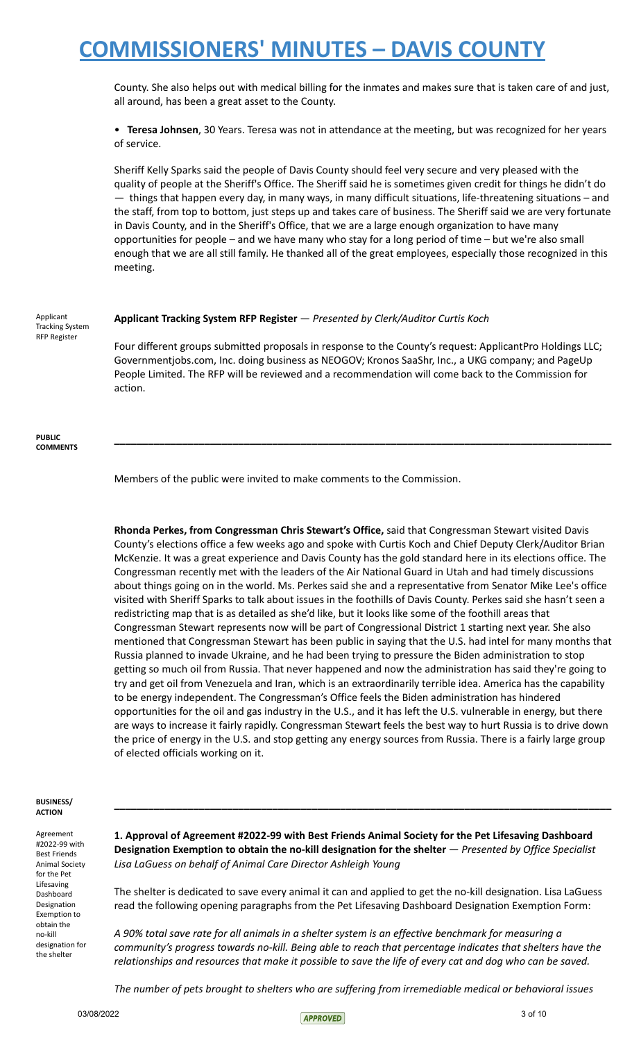County. She also helps out with medical billing for the inmates and makes sure that is taken care of and just, all around, has been a great asset to the County.

• **Teresa Johnsen**, 30 Years. Teresa was not in attendance at the meeting, but was recognized for her years of service.

Sheriff Kelly Sparks said the people of Davis County should feel very secure and very pleased with the quality of people at the Sheriff's Office. The Sheriff said he is sometimes given credit for things he didn't do — things that happen every day, in many ways, in many difficult situations, life-threatening situations – and the staff, from top to bottom, just steps up and takes care of business. The Sheriff said we are very fortunate in Davis County, and in the Sheriff's Office, that we are a large enough organization to have many opportunities for people – and we have many who stay for a long period of time – but we're also small enough that we are all still family. He thanked all of the great employees, especially those recognized in this meeting.

Applicant Tracking System RFP Register

**Applicant Tracking System RFP Register** — *Presented by Clerk/Auditor Curtis Koch*

Four different groups submitted proposals in response to the County's request: ApplicantPro Holdings LLC; Governmentjobs.com, Inc. doing business as NEOGOV; Kronos SaaShr, Inc., a UKG company; and PageUp People Limited. The RFP will be reviewed and a recommendation will come back to the Commission for action.

**PUBLIC COMMENTS**

---

Members of the public were invited to make comments to the Commission.

**Rhonda Perkes, from Congressman Chris Stewart's Office,** said that Congressman Stewart visited Davis County's elections office a few weeks ago and spoke with Curtis Koch and Chief Deputy Clerk/Auditor Brian McKenzie. It was a great experience and Davis County has the gold standard here in its elections office. The Congressman recently met with the leaders of the Air National Guard in Utah and had timely discussions about things going on in the world. Ms. Perkes said she and a representative from Senator Mike Lee's office visited with Sheriff Sparks to talk about issues in the foothills of Davis County. Perkes said she hasn't seen a redistricting map that is as detailed as she'd like, but it looks like some of the foothill areas that Congressman Stewart represents now will be part of Congressional District 1 starting next year. She also mentioned that Congressman Stewart has been public in saying that the U.S. had intel for many months that Russia planned to invade Ukraine, and he had been trying to pressure the Biden administration to stop getting so much oil from Russia. That never happened and now the administration has said they're going to try and get oil from Venezuela and Iran, which is an extraordinarily terrible idea. America has the capability to be energy independent. The Congressman's Office feels the Biden administration has hindered opportunities for the oil and gas industry in the U.S., and it has left the U.S. vulnerable in energy, but there are ways to increase it fairly rapidly. Congressman Stewart feels the best way to hurt Russia is to drive down the price of energy in the U.S. and stop getting any energy sources from Russia. There is a fairly large group of elected officials working on it.

**BUSINESS/ ACTION**

---

Agreement #2022-99 with Best Friends Animal Society for the Pet Lifesaving Dashboard Designation Exemption to obtain the no-kill designation for the shelter

**1. Approval of Agreement #2022-99 with Best Friends Animal Society for the Pet Lifesaving Dashboard Designation Exemption to obtain the no-kill designation for the shelter** — *Presented by Office Specialist Lisa LaGuess on behalf of Animal Care Director Ashleigh Young*

The shelter is dedicated to save every animal it can and applied to get the no-kill designation. Lisa LaGuess read the following opening paragraphs from the Pet Lifesaving Dashboard Designation Exemption Form:

*A 90% total save rate for all animals in a shelter system is an effective benchmark for measuring a community's progress towards no-kill. Being able to reach that percentage indicates that shelters have the relationships and resources that make it possible to save the life of every cat and dog who can be saved.*

*The number of pets brought to shelters who are suffering from irremediable medical or behavioral issues*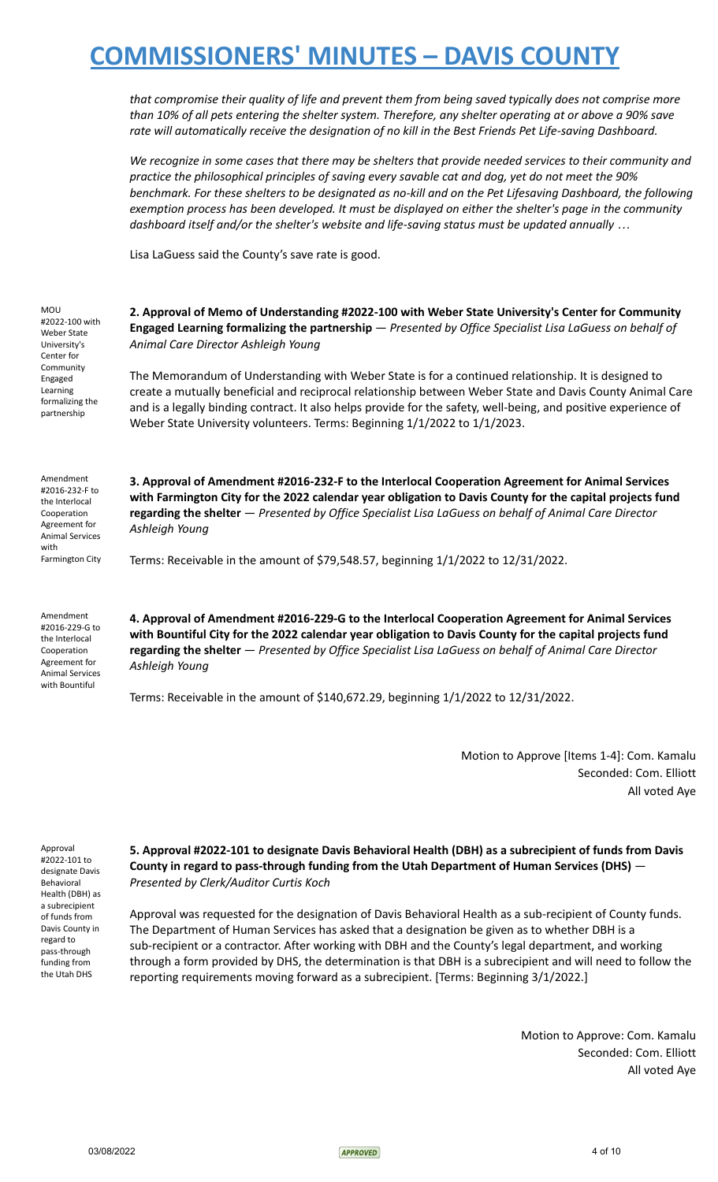*that compromise their quality of life and prevent them from being saved typically does not comprise more than 10% of all pets entering the shelter system. Therefore, any shelter operating at or above a 90% save rate will automatically receive the designation of no kill in the Best Friends Pet Life-saving Dashboard.*

*We recognize in some cases that there may be shelters that provide needed services to their community and practice the philosophical principles of saving every savable cat and dog, yet do not meet the 90% benchmark. For these shelters to be designated as no-kill and on the Pet Lifesaving Dashboard, the following exemption process has been developed. It must be displayed on either the shelter's page in the community dashboard itself and/or the shelter's website and life-saving status must be updated annually …*

Lisa LaGuess said the County's save rate is good.

MOU #2022-100 with Weber State University's Center for Community Engaged Learning formalizing the partnership

**2. Approval of Memo of Understanding #2022-100 with Weber State University's Center for Community Engaged Learning formalizing the partnership** — *Presented by Office Specialist Lisa LaGuess on behalf of Animal Care Director Ashleigh Young*

The Memorandum of Understanding with Weber State is for a continued relationship. It is designed to create a mutually beneficial and reciprocal relationship between Weber State and Davis County Animal Care and is a legally binding contract. It also helps provide for the safety, well-being, and positive experience of Weber State University volunteers. Terms: Beginning 1/1/2022 to 1/1/2023.

Amendment #2016-232-F to the Interlocal Cooperation Agreement for Animal Services with Farmington City

**3. Approval of Amendment #2016-232-F to the Interlocal Cooperation Agreement for Animal Services with Farmington City for the 2022 calendar year obligation to Davis County for the capital projects fund regarding the shelter** — *Presented by Office Specialist Lisa LaGuess on behalf of Animal Care Director Ashleigh Young*

Terms: Receivable in the amount of $79,548.57, beginning 1/1/2022 to 12/31/2022.

Amendment #2016-229-G to the Interlocal Cooperation Agreement for Animal Services with Bountiful

**4. Approval of Amendment #2016-229-G to the Interlocal Cooperation Agreement for Animal Services with Bountiful City for the 2022 calendar year obligation to Davis County for the capital projects fund regarding the shelter** — *Presented by Office Specialist Lisa LaGuess on behalf of Animal Care Director Ashleigh Young*

Terms: Receivable in the amount of $140,672.29, beginning 1/1/2022 to 12/31/2022.

Motion to Approve [Items 1-4]: Com. Kamalu
Seconded: Com. Elliott
All voted Aye

Approval #2022-101 to designate Davis Behavioral Health (DBH) as a subrecipient of funds from Davis County in regard to pass-through funding from the Utah DHS

**5. Approval #2022-101 to designate Davis Behavioral Health (DBH) as a subrecipient of funds from Davis County in regard to pass-through funding from the Utah Department of Human Services (DHS)** — *Presented by Clerk/Auditor Curtis Koch*

Approval was requested for the designation of Davis Behavioral Health as a sub-recipient of County funds. The Department of Human Services has asked that a designation be given as to whether DBH is a sub-recipient or a contractor. After working with DBH and the County's legal department, and working through a form provided by DHS, the determination is that DBH is a subrecipient and will need to follow the reporting requirements moving forward as a subrecipient. [Terms: Beginning 3/1/2022.]

Motion to Approve: Com. Kamalu
Seconded: Com. Elliott
All voted Aye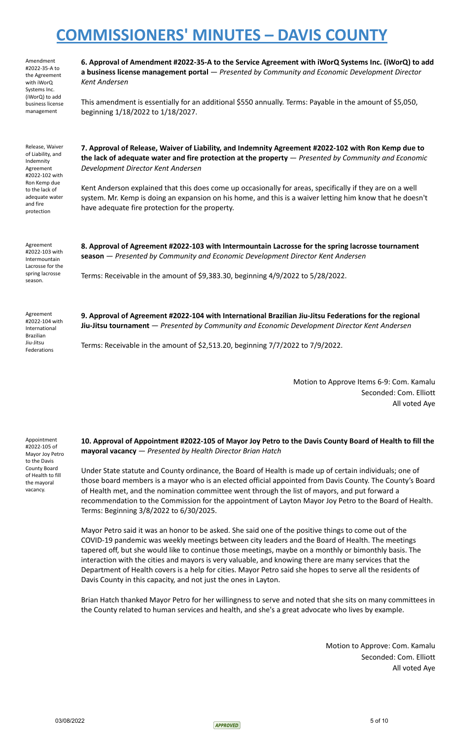Amendment #2022-35-A to the Agreement with iWorQ Systems Inc. (iWorQ) to add business license management

**6. Approval of Amendment #2022-35-A to the Service Agreement with iWorQ Systems Inc. (iWorQ) to add a business license management portal** — *Presented by Community and Economic Development Director Kent Andersen*

This amendment is essentially for an additional $550 annually. Terms: Payable in the amount of $5,050, beginning 1/18/2022 to 1/18/2027.

Release, Waiver of Liability, and Indemnity Agreement #2022-102 with Ron Kemp due to the lack of adequate water and fire protection

**7. Approval of Release, Waiver of Liability, and Indemnity Agreement #2022-102 with Ron Kemp due to the lack of adequate water and fire protection at the property** — *Presented by Community and Economic Development Director Kent Andersen*

Kent Anderson explained that this does come up occasionally for areas, specifically if they are on a well system. Mr. Kemp is doing an expansion on his home, and this is a waiver letting him know that he doesn't have adequate fire protection for the property.

Agreement #2022-103 with Intermountain Lacrosse for the spring lacrosse season.

**8. Approval of Agreement #2022-103 with Intermountain Lacrosse for the spring lacrosse tournament season** — *Presented by Community and Economic Development Director Kent Andersen*

Terms: Receivable in the amount of $9,383.30, beginning 4/9/2022 to 5/28/2022.

Agreement #2022-104 with International Brazilian Jiu-Jitsu Federations

**9. Approval of Agreement #2022-104 with International Brazilian Jiu-Jitsu Federations for the regional Jiu-Jitsu tournament** — *Presented by Community and Economic Development Director Kent Andersen*

Terms: Receivable in the amount of $2,513.20, beginning 7/7/2022 to 7/9/2022.

Motion to Approve Items 6-9: Com. Kamalu
Seconded: Com. Elliott
All voted Aye

Appointment #2022-105 of Mayor Joy Petro to the Davis County Board of Health to fill the mayoral vacancy.

**10. Approval of Appointment #2022-105 of Mayor Joy Petro to the Davis County Board of Health to fill the mayoral vacancy** — *Presented by Health Director Brian Hatch*

Under State statute and County ordinance, the Board of Health is made up of certain individuals; one of those board members is a mayor who is an elected official appointed from Davis County. The County's Board of Health met, and the nomination committee went through the list of mayors, and put forward a recommendation to the Commission for the appointment of Layton Mayor Joy Petro to the Board of Health. Terms: Beginning 3/8/2022 to 6/30/2025.

Mayor Petro said it was an honor to be asked. She said one of the positive things to come out of the COVID-19 pandemic was weekly meetings between city leaders and the Board of Health. The meetings tapered off, but she would like to continue those meetings, maybe on a monthly or bimonthly basis. The interaction with the cities and mayors is very valuable, and knowing there are many services that the Department of Health covers is a help for cities. Mayor Petro said she hopes to serve all the residents of Davis County in this capacity, and not just the ones in Layton.

Brian Hatch thanked Mayor Petro for her willingness to serve and noted that she sits on many committees in the County related to human services and health, and she's a great advocate who lives by example.

Motion to Approve: Com. Kamalu
Seconded: Com. Elliott
All voted Aye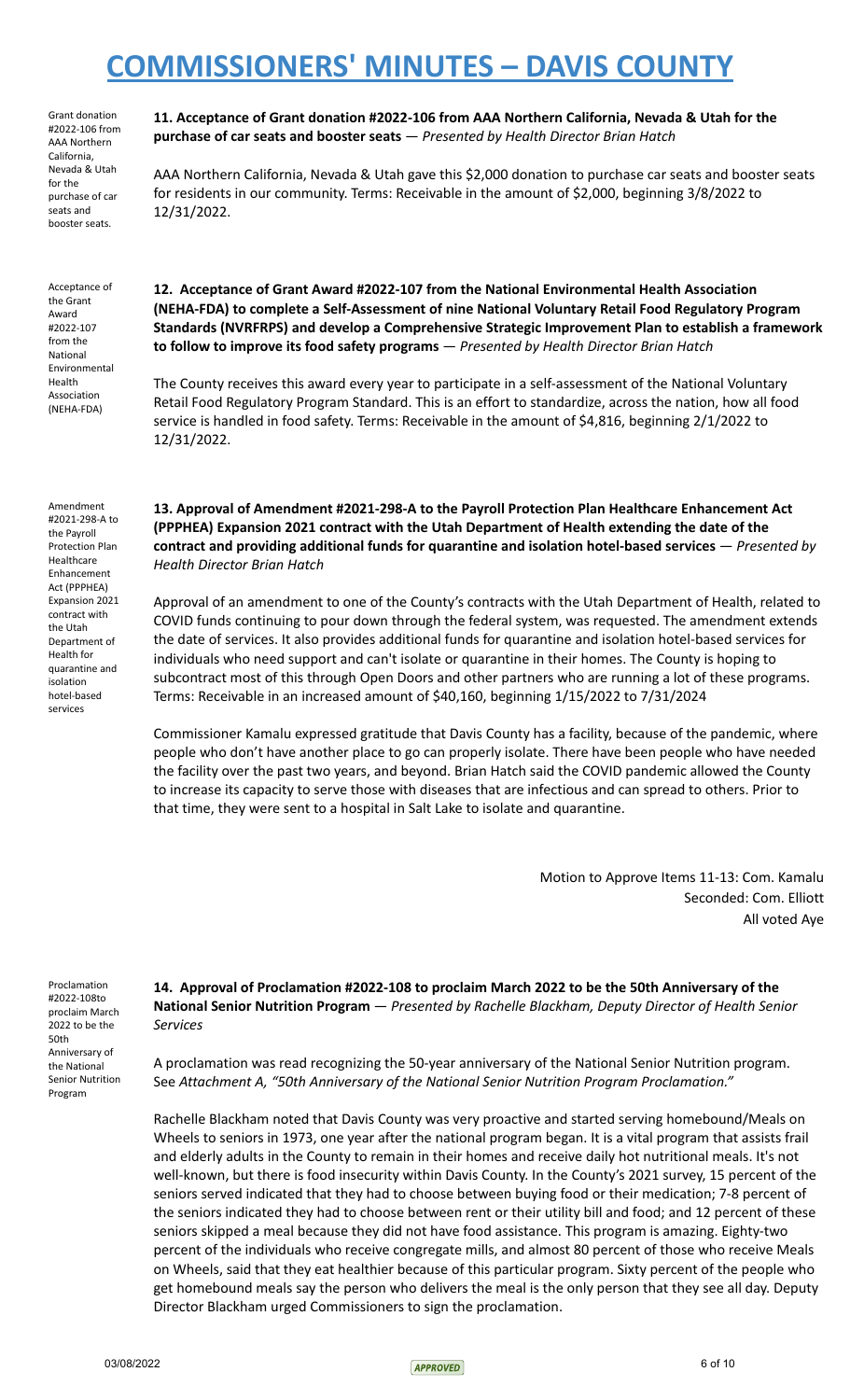Grant donation #2022-106 from AAA Northern California, Nevada & Utah for the purchase of car seats and booster seats.

**11. Acceptance of Grant donation #2022-106 from AAA Northern California, Nevada & Utah for the purchase of car seats and booster seats** — *Presented by Health Director Brian Hatch*

AAA Northern California, Nevada & Utah gave this $2,000 donation to purchase car seats and booster seats for residents in our community. Terms: Receivable in the amount of $2,000, beginning 3/8/2022 to 12/31/2022.

Acceptance of the Grant Award #2022-107 from the National Environmental Health Association (NEHA-FDA)

**12. Acceptance of Grant Award #2022-107 from the National Environmental Health Association (NEHA-FDA) to complete a Self-Assessment of nine National Voluntary Retail Food Regulatory Program Standards (NVRFRPS) and develop a Comprehensive Strategic Improvement Plan to establish a framework to follow to improve its food safety programs** — *Presented by Health Director Brian Hatch*

The County receives this award every year to participate in a self-assessment of the National Voluntary Retail Food Regulatory Program Standard. This is an effort to standardize, across the nation, how all food service is handled in food safety. Terms: Receivable in the amount of $4,816, beginning 2/1/2022 to 12/31/2022.

Amendment #2021-298-A to the Payroll Protection Plan Healthcare Enhancement Act (PPPHEA) Expansion 2021 contract with the Utah Department of Health for quarantine and isolation hotel-based services

**13. Approval of Amendment #2021-298-A to the Payroll Protection Plan Healthcare Enhancement Act (PPPHEA) Expansion 2021 contract with the Utah Department of Health extending the date of the contract and providing additional funds for quarantine and isolation hotel-based services** — *Presented by Health Director Brian Hatch*

Approval of an amendment to one of the County's contracts with the Utah Department of Health, related to COVID funds continuing to pour down through the federal system, was requested. The amendment extends the date of services. It also provides additional funds for quarantine and isolation hotel-based services for individuals who need support and can't isolate or quarantine in their homes. The County is hoping to subcontract most of this through Open Doors and other partners who are running a lot of these programs. Terms: Receivable in an increased amount of $40,160, beginning 1/15/2022 to 7/31/2024

Commissioner Kamalu expressed gratitude that Davis County has a facility, because of the pandemic, where people who don't have another place to go can properly isolate. There have been people who have needed the facility over the past two years, and beyond. Brian Hatch said the COVID pandemic allowed the County to increase its capacity to serve those with diseases that are infectious and can spread to others. Prior to that time, they were sent to a hospital in Salt Lake to isolate and quarantine.

Motion to Approve Items 11-13: Com. Kamalu
Seconded: Com. Elliott
All voted Aye

Proclamation #2022-108to proclaim March 2022 to be the 50th Anniversary of the National Senior Nutrition Program

**14. Approval of Proclamation #2022-108 to proclaim March 2022 to be the 50th Anniversary of the National Senior Nutrition Program** — *Presented by Rachelle Blackham, Deputy Director of Health Senior Services*

A proclamation was read recognizing the 50-year anniversary of the National Senior Nutrition program. See *Attachment A, "50th Anniversary of the National Senior Nutrition Program Proclamation."*

Rachelle Blackham noted that Davis County was very proactive and started serving homebound/Meals on Wheels to seniors in 1973, one year after the national program began. It is a vital program that assists frail and elderly adults in the County to remain in their homes and receive daily hot nutritional meals. It's not well-known, but there is food insecurity within Davis County. In the County's 2021 survey, 15 percent of the seniors served indicated that they had to choose between buying food or their medication; 7-8 percent of the seniors indicated they had to choose between rent or their utility bill and food; and 12 percent of these seniors skipped a meal because they did not have food assistance. This program is amazing. Eighty-two percent of the individuals who receive congregate mills, and almost 80 percent of those who receive Meals on Wheels, said that they eat healthier because of this particular program. Sixty percent of the people who get homebound meals say the person who delivers the meal is the only person that they see all day. Deputy Director Blackham urged Commissioners to sign the proclamation.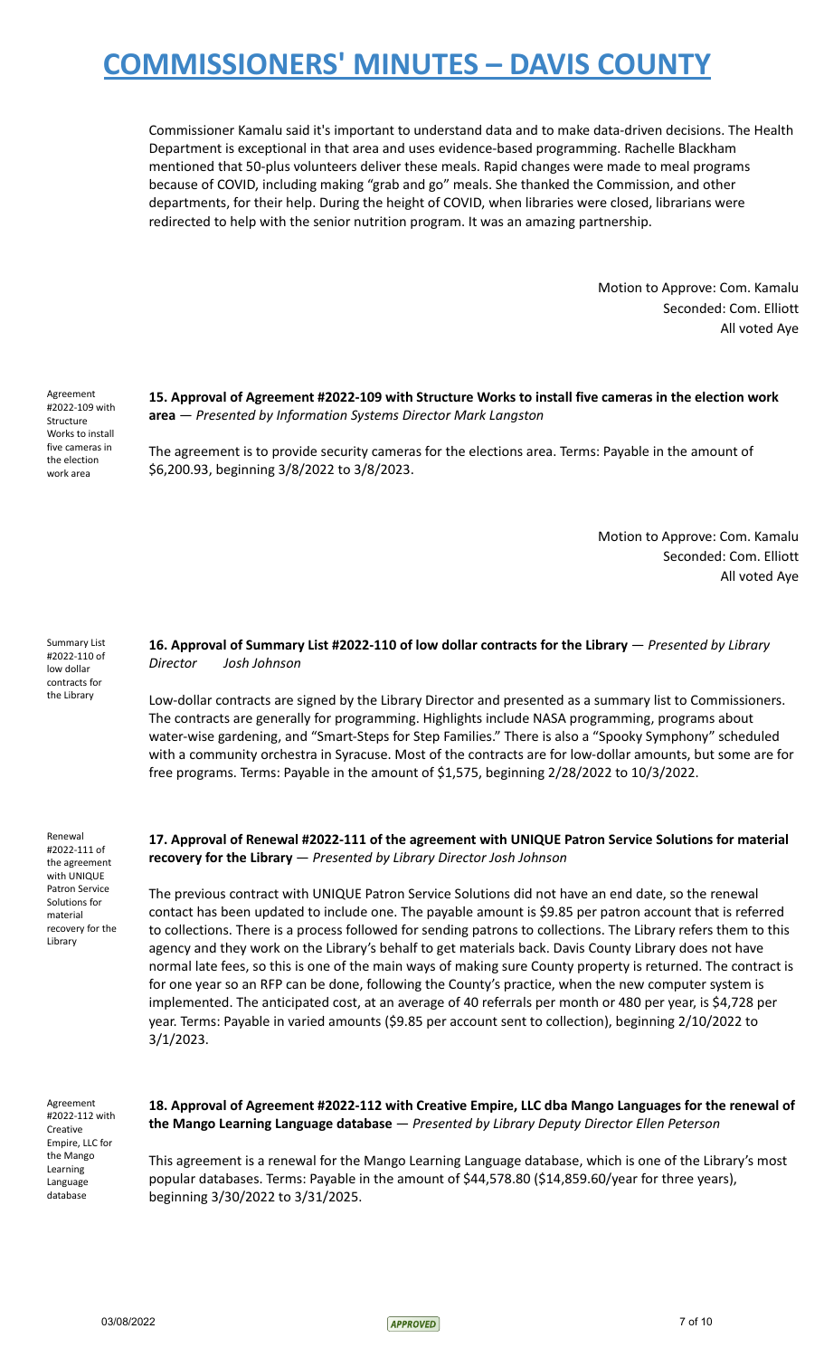Commissioner Kamalu said it's important to understand data and to make data-driven decisions. The Health Department is exceptional in that area and uses evidence-based programming. Rachelle Blackham mentioned that 50-plus volunteers deliver these meals. Rapid changes were made to meal programs because of COVID, including making "grab and go" meals. She thanked the Commission, and other departments, for their help. During the height of COVID, when libraries were closed, librarians were redirected to help with the senior nutrition program. It was an amazing partnership.

Motion to Approve: Com. Kamalu
Seconded: Com. Elliott
All voted Aye

Agreement #2022-109 with Structure Works to install five cameras in the election work area

**15. Approval of Agreement #2022-109 with Structure Works to install five cameras in the election work area** — *Presented by Information Systems Director Mark Langston*

The agreement is to provide security cameras for the elections area. Terms: Payable in the amount of $6,200.93, beginning 3/8/2022 to 3/8/2023.

Motion to Approve: Com. Kamalu
Seconded: Com. Elliott
All voted Aye

Summary List #2022-110 of low dollar contracts for the Library

**16. Approval of Summary List #2022-110 of low dollar contracts for the Library** — *Presented by Library Director Josh Johnson*

Low-dollar contracts are signed by the Library Director and presented as a summary list to Commissioners. The contracts are generally for programming. Highlights include NASA programming, programs about water-wise gardening, and "Smart-Steps for Step Families." There is also a "Spooky Symphony" scheduled with a community orchestra in Syracuse. Most of the contracts are for low-dollar amounts, but some are for free programs. Terms: Payable in the amount of $1,575, beginning 2/28/2022 to 10/3/2022.

Renewal #2022-111 of the agreement with UNIQUE Patron Service Solutions for material recovery for the Library

**17. Approval of Renewal #2022-111 of the agreement with UNIQUE Patron Service Solutions for material recovery for the Library** — *Presented by Library Director Josh Johnson*

The previous contract with UNIQUE Patron Service Solutions did not have an end date, so the renewal contact has been updated to include one. The payable amount is $9.85 per patron account that is referred to collections. There is a process followed for sending patrons to collections. The Library refers them to this agency and they work on the Library's behalf to get materials back. Davis County Library does not have normal late fees, so this is one of the main ways of making sure County property is returned. The contract is for one year so an RFP can be done, following the County's practice, when the new computer system is implemented. The anticipated cost, at an average of 40 referrals per month or 480 per year, is $4,728 per year. Terms: Payable in varied amounts ($9.85 per account sent to collection), beginning 2/10/2022 to 3/1/2023.

Agreement #2022-112 with Creative Empire, LLC for the Mango Learning Language database

**18. Approval of Agreement #2022-112 with Creative Empire, LLC dba Mango Languages for the renewal of the Mango Learning Language database** — *Presented by Library Deputy Director Ellen Peterson*

This agreement is a renewal for the Mango Learning Language database, which is one of the Library's most popular databases. Terms: Payable in the amount of $44,578.80 ($14,859.60/year for three years), beginning 3/30/2022 to 3/31/2025.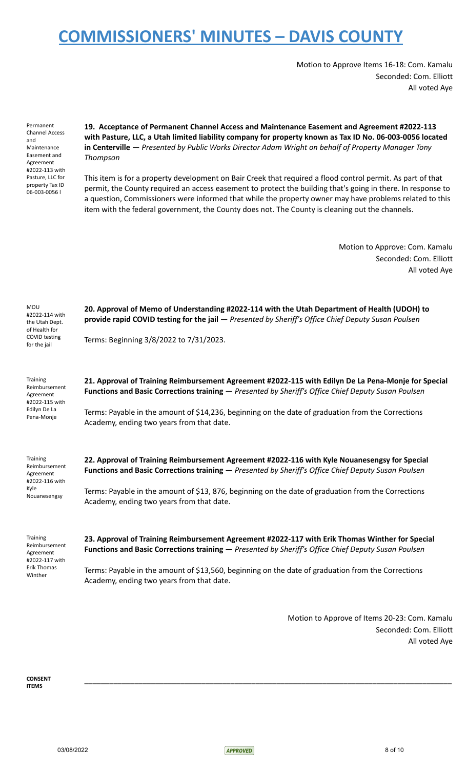Motion to Approve Items 16-18: Com. Kamalu
Seconded: Com. Elliott
All voted Aye

Permanent Channel Access and Maintenance Easement and Agreement #2022-113 with Pasture, LLC for property Tax ID 06-003-0056 l

**19. Acceptance of Permanent Channel Access and Maintenance Easement and Agreement #2022-113 with Pasture, LLC, a Utah limited liability company for property known as Tax ID No. 06-003-0056 located in Centerville** — *Presented by Public Works Director Adam Wright on behalf of Property Manager Tony Thompson*

This item is for a property development on Bair Creek that required a flood control permit. As part of that permit, the County required an access easement to protect the building that's going in there. In response to a question, Commissioners were informed that while the property owner may have problems related to this item with the federal government, the County does not. The County is cleaning out the channels.

Motion to Approve: Com. Kamalu
Seconded: Com. Elliott
All voted Aye

MOU #2022-114 with the Utah Dept. of Health for COVID testing for the jail

**20. Approval of Memo of Understanding #2022-114 with the Utah Department of Health (UDOH) to provide rapid COVID testing for the jail** — *Presented by Sheriff's Office Chief Deputy Susan Poulsen*

Terms: Beginning 3/8/2022 to 7/31/2023.

Training Reimbursement Agreement #2022-115 with Edilyn De La Pena-Monje

**21. Approval of Training Reimbursement Agreement #2022-115 with Edilyn De La Pena-Monje for Special Functions and Basic Corrections training** — *Presented by Sheriff's Office Chief Deputy Susan Poulsen*

Terms: Payable in the amount of $14,236, beginning on the date of graduation from the Corrections Academy, ending two years from that date.

Training Reimbursement Agreement #2022-116 with Kyle Nouanesengsy

**22. Approval of Training Reimbursement Agreement #2022-116 with Kyle Nouanesengsy for Special Functions and Basic Corrections training** — *Presented by Sheriff's Office Chief Deputy Susan Poulsen*

Terms: Payable in the amount of $13, 876, beginning on the date of graduation from the Corrections Academy, ending two years from that date.

Training Reimbursement Agreement #2022-117 with Erik Thomas Winther

**23. Approval of Training Reimbursement Agreement #2022-117 with Erik Thomas Winther for Special Functions and Basic Corrections training** — *Presented by Sheriff's Office Chief Deputy Susan Poulsen*

Terms: Payable in the amount of $13,560, beginning on the date of graduation from the Corrections Academy, ending two years from that date.

Motion to Approve of Items 20-23: Com. Kamalu
Seconded: Com. Elliott
All voted Aye

**CONSENT ITEMS**

---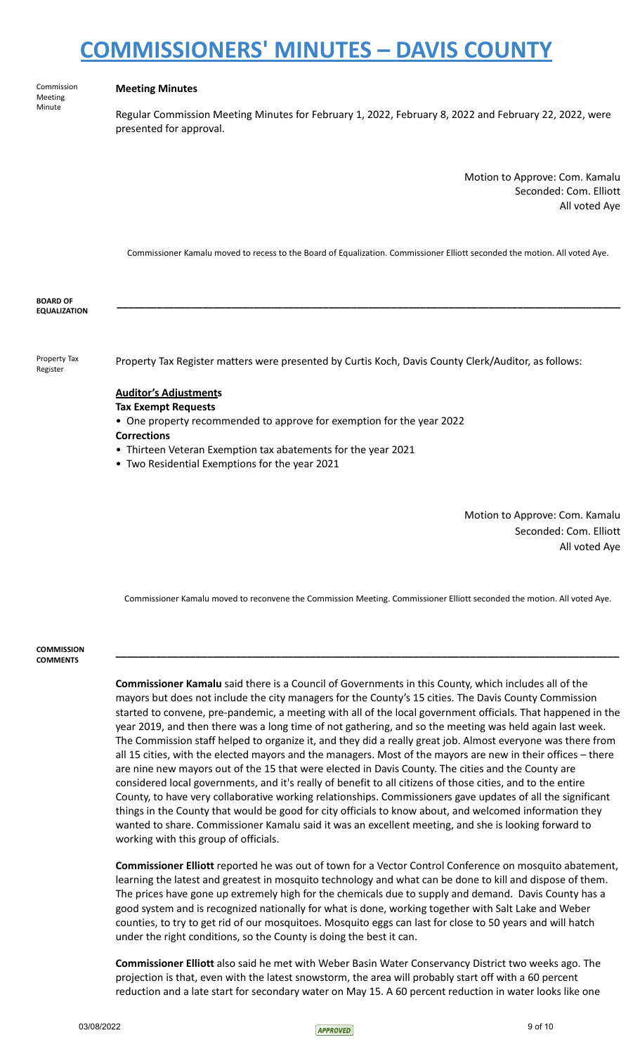Commission Meeting Minute

**Meeting Minutes**

Regular Commission Meeting Minutes for February 1, 2022, February 8, 2022 and February 22, 2022, were presented for approval.

Motion to Approve: Com. Kamalu
Seconded: Com. Elliott
All voted Aye

Commissioner Kamalu moved to recess to the Board of Equalization. Commissioner Elliott seconded the motion. All voted Aye.

**BOARD OF EQUALIZATION**

---

Property Tax Register

Property Tax Register matters were presented by Curtis Koch, Davis County Clerk/Auditor, as follows:

**Auditor's Adjustments**

**Tax Exempt Requests**

- One property recommended to approve for exemption for the year 2022

**Corrections**

- Thirteen Veteran Exemption tax abatements for the year 2021
- Two Residential Exemptions for the year 2021

Motion to Approve: Com. Kamalu
Seconded: Com. Elliott
All voted Aye

Commissioner Kamalu moved to reconvene the Commission Meeting. Commissioner Elliott seconded the motion. All voted Aye.

**COMMISSION COMMENTS**

---

**Commissioner Kamalu** said there is a Council of Governments in this County, which includes all of the mayors but does not include the city managers for the County's 15 cities. The Davis County Commission started to convene, pre-pandemic, a meeting with all of the local government officials. That happened in the year 2019, and then there was a long time of not gathering, and so the meeting was held again last week. The Commission staff helped to organize it, and they did a really great job. Almost everyone was there from all 15 cities, with the elected mayors and the managers. Most of the mayors are new in their offices – there are nine new mayors out of the 15 that were elected in Davis County. The cities and the County are considered local governments, and it's really of benefit to all citizens of those cities, and to the entire County, to have very collaborative working relationships. Commissioners gave updates of all the significant things in the County that would be good for city officials to know about, and welcomed information they wanted to share. Commissioner Kamalu said it was an excellent meeting, and she is looking forward to working with this group of officials.

**Commissioner Elliott** reported he was out of town for a Vector Control Conference on mosquito abatement, learning the latest and greatest in mosquito technology and what can be done to kill and dispose of them. The prices have gone up extremely high for the chemicals due to supply and demand. Davis County has a good system and is recognized nationally for what is done, working together with Salt Lake and Weber counties, to try to get rid of our mosquitoes. Mosquito eggs can last for close to 50 years and will hatch under the right conditions, so the County is doing the best it can.

**Commissioner Elliott** also said he met with Weber Basin Water Conservancy District two weeks ago. The projection is that, even with the latest snowstorm, the area will probably start off with a 60 percent reduction and a late start for secondary water on May 15. A 60 percent reduction in water looks like one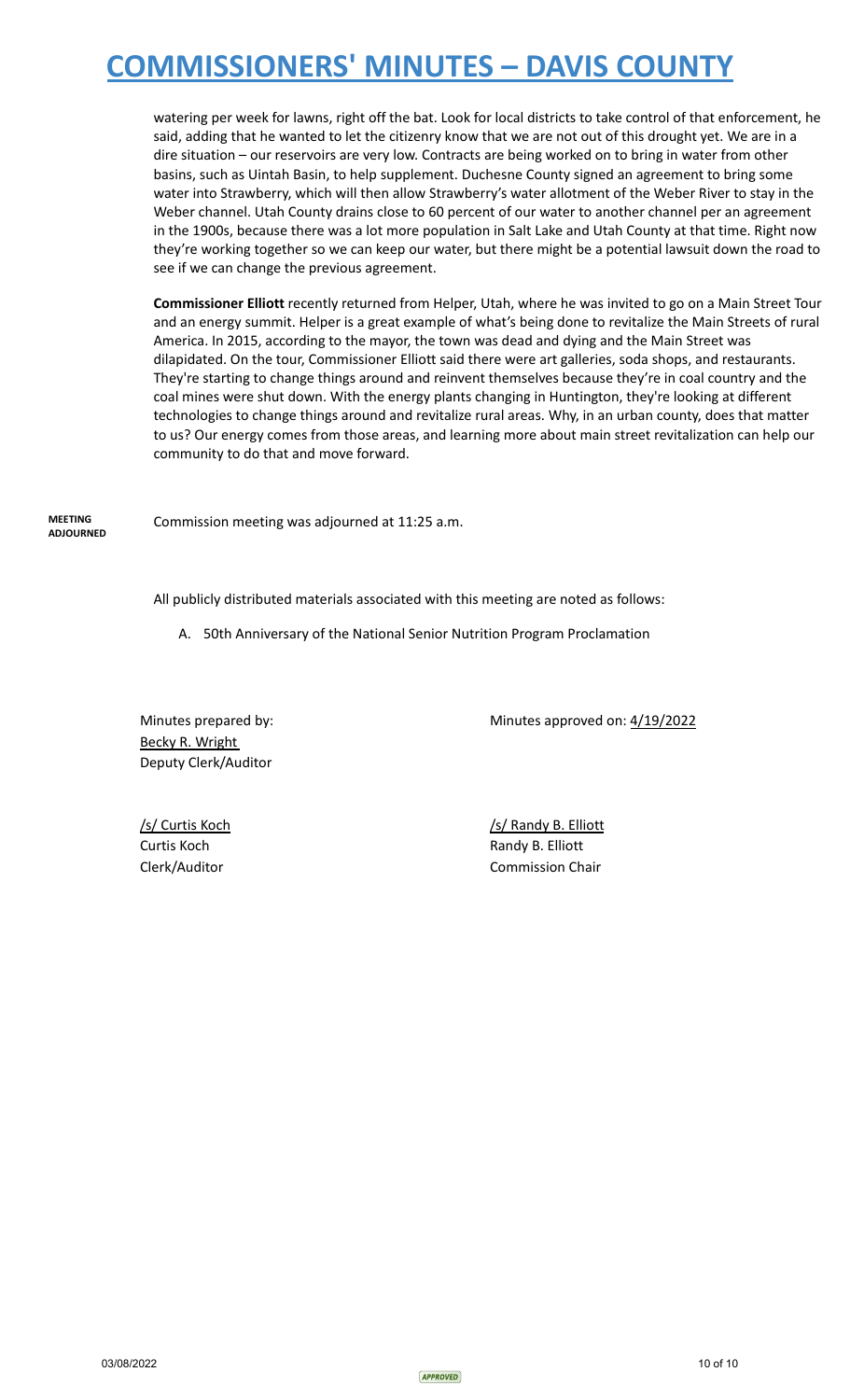watering per week for lawns, right off the bat. Look for local districts to take control of that enforcement, he said, adding that he wanted to let the citizenry know that we are not out of this drought yet. We are in a dire situation – our reservoirs are very low. Contracts are being worked on to bring in water from other basins, such as Uintah Basin, to help supplement. Duchesne County signed an agreement to bring some water into Strawberry, which will then allow Strawberry's water allotment of the Weber River to stay in the Weber channel. Utah County drains close to 60 percent of our water to another channel per an agreement in the 1900s, because there was a lot more population in Salt Lake and Utah County at that time. Right now they're working together so we can keep our water, but there might be a potential lawsuit down the road to see if we can change the previous agreement.

**Commissioner Elliott** recently returned from Helper, Utah, where he was invited to go on a Main Street Tour and an energy summit. Helper is a great example of what's being done to revitalize the Main Streets of rural America. In 2015, according to the mayor, the town was dead and dying and the Main Street was dilapidated. On the tour, Commissioner Elliott said there were art galleries, soda shops, and restaurants. They're starting to change things around and reinvent themselves because they're in coal country and the coal mines were shut down. With the energy plants changing in Huntington, they're looking at different technologies to change things around and revitalize rural areas. Why, in an urban county, does that matter to us? Our energy comes from those areas, and learning more about main street revitalization can help our community to do that and move forward.

**MEETING ADJOURNED**

Commission meeting was adjourned at 11:25 a.m.

All publicly distributed materials associated with this meeting are noted as follows:

A. 50th Anniversary of the National Senior Nutrition Program Proclamation

Minutes prepared by:
Becky R. Wright
Deputy Clerk/Auditor

Minutes approved on: 4/19/2022

/s/ Curtis Koch
Curtis Koch
Clerk/Auditor

/s/ Randy B. Elliott
Randy B. Elliott
Commission Chair